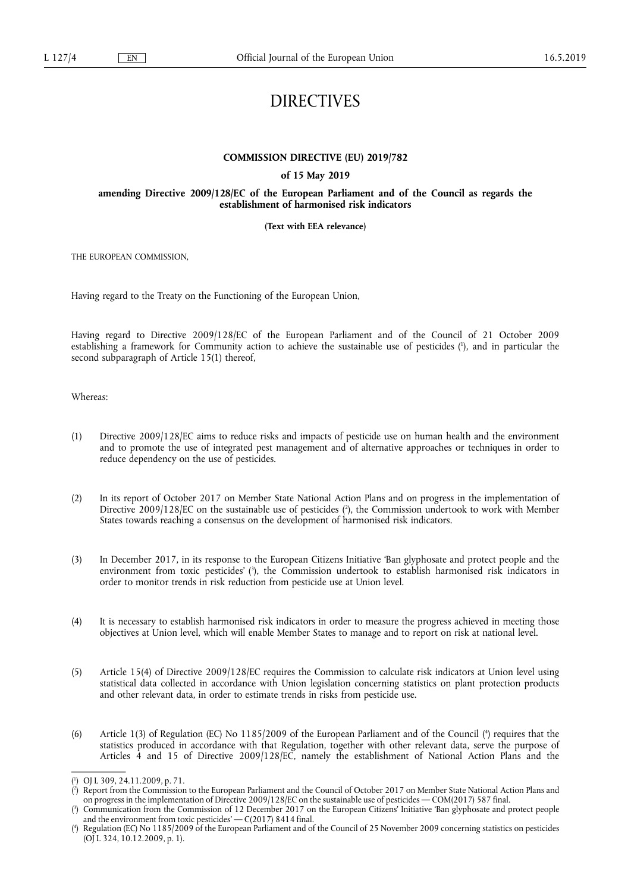# DIRECTIVES

## COMMISSION DIRECTIVE (EU) 2019/782

### of 15 May 2019

### amending Directive 2009/128/EC of the European Parliament and of the Council as regards the establishment of harmonised risk indicators

**(Text with EEA relevance)**

THE EUROPEAN COMMISSION,

Having regard to the Treaty on the Functioning of the European Union,

Having regard to Directive 2009/128/EC of the European Parliament and of the Council of 21 October 2009 establishing a framework for Community action to achieve the sustainable use of pesticides [1], and in particular the second subparagraph of Article 15(1) thereof,

Whereas:

(1) Directive 2009/128/EC aims to reduce risks and impacts of pesticide use on human health and the environment and to promote the use of integrated pest management and of alternative approaches or techniques in order to reduce dependency on the use of pesticides.

(2) In its report of October 2017 on Member State National Action Plans and on progress in the implementation of Directive 2009/128/EC on the sustainable use of pesticides [2], the Commission undertook to work with Member States towards reaching a consensus on the development of harmonised risk indicators.

(3) In December 2017, in its response to the European Citizens Initiative 'Ban glyphosate and protect people and the environment from toxic pesticides' [3], the Commission undertook to establish harmonised risk indicators in order to monitor trends in risk reduction from pesticide use at Union level.

(4) It is necessary to establish harmonised risk indicators in order to measure the progress achieved in meeting those objectives at Union level, which will enable Member States to manage and to report on risk at national level.

(5) Article 15(4) of Directive 2009/128/EC requires the Commission to calculate risk indicators at Union level using statistical data collected in accordance with Union legislation concerning statistics on plant protection products and other relevant data, in order to estimate trends in risks from pesticide use.

(6) Article 1(3) of Regulation (EC) No 1185/2009 of the European Parliament and of the Council [4] requires that the statistics produced in accordance with that Regulation, together with other relevant data, serve the purpose of Articles 4 and 15 of Directive 2009/128/EC, namely the establishment of National Action Plans and the

---

[1] OJ L 309, 24.11.2009, p. 71.

[2] Report from the Commission to the European Parliament and the Council of October 2017 on Member State National Action Plans and on progress in the implementation of Directive 2009/128/EC on the sustainable use of pesticides — COM(2017) 587 final.

[3] Communication from the Commission of 12 December 2017 on the European Citizens' Initiative 'Ban glyphosate and protect people and the environment from toxic pesticides' — C(2017) 8414 final.

[4] Regulation (EC) No 1185/2009 of the European Parliament and of the Council of 25 November 2009 concerning statistics on pesticides (OJ L 324, 10.12.2009, p. 1).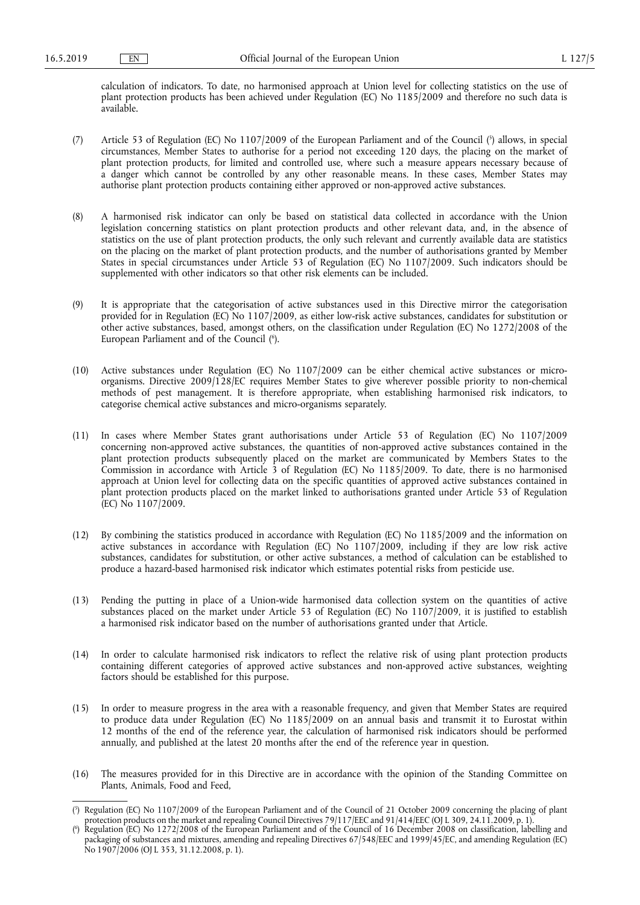calculation of indicators. To date, no harmonised approach at Union level for collecting statistics on the use of plant protection products has been achieved under Regulation (EC) No 1185/2009 and therefore no such data is available.

(7) Article 53 of Regulation (EC) No 1107/2009 of the European Parliament and of the Council [5] allows, in special circumstances, Member States to authorise for a period not exceeding 120 days, the placing on the market of plant protection products, for limited and controlled use, where such a measure appears necessary because of a danger which cannot be controlled by any other reasonable means. In these cases, Member States may authorise plant protection products containing either approved or non-approved active substances.

(8) A harmonised risk indicator can only be based on statistical data collected in accordance with the Union legislation concerning statistics on plant protection products and other relevant data, and, in the absence of statistics on the use of plant protection products, the only such relevant and currently available data are statistics on the placing on the market of plant protection products, and the number of authorisations granted by Member States in special circumstances under Article 53 of Regulation (EC) No 1107/2009. Such indicators should be supplemented with other indicators so that other risk elements can be included.

(9) It is appropriate that the categorisation of active substances used in this Directive mirror the categorisation provided for in Regulation (EC) No 1107/2009, as either low-risk active substances, candidates for substitution or other active substances, based, amongst others, on the classification under Regulation (EC) No 1272/2008 of the European Parliament and of the Council [6].

(10) Active substances under Regulation (EC) No 1107/2009 can be either chemical active substances or micro-organisms. Directive 2009/128/EC requires Member States to give wherever possible priority to non-chemical methods of pest management. It is therefore appropriate, when establishing harmonised risk indicators, to categorise chemical active substances and micro-organisms separately.

(11) In cases where Member States grant authorisations under Article 53 of Regulation (EC) No 1107/2009 concerning non-approved active substances, the quantities of non-approved active substances contained in the plant protection products subsequently placed on the market are communicated by Members States to the Commission in accordance with Article 3 of Regulation (EC) No 1185/2009. To date, there is no harmonised approach at Union level for collecting data on the specific quantities of approved active substances contained in plant protection products placed on the market linked to authorisations granted under Article 53 of Regulation (EC) No 1107/2009.

(12) By combining the statistics produced in accordance with Regulation (EC) No 1185/2009 and the information on active substances in accordance with Regulation (EC) No 1107/2009, including if they are low risk active substances, candidates for substitution, or other active substances, a method of calculation can be established to produce a hazard-based harmonised risk indicator which estimates potential risks from pesticide use.

(13) Pending the putting in place of a Union-wide harmonised data collection system on the quantities of active substances placed on the market under Article 53 of Regulation (EC) No 1107/2009, it is justified to establish a harmonised risk indicator based on the number of authorisations granted under that Article.

(14) In order to calculate harmonised risk indicators to reflect the relative risk of using plant protection products containing different categories of approved active substances and non-approved active substances, weighting factors should be established for this purpose.

(15) In order to measure progress in the area with a reasonable frequency, and given that Member States are required to produce data under Regulation (EC) No 1185/2009 on an annual basis and transmit it to Eurostat within 12 months of the end of the reference year, the calculation of harmonised risk indicators should be performed annually, and published at the latest 20 months after the end of the reference year in question.

(16) The measures provided for in this Directive are in accordance with the opinion of the Standing Committee on Plants, Animals, Food and Feed,

---

[5] Regulation (EC) No 1107/2009 of the European Parliament and of the Council of 21 October 2009 concerning the placing of plant protection products on the market and repealing Council Directives 79/117/EEC and 91/414/EEC (OJ L 309, 24.11.2009, p. 1).

[6] Regulation (EC) No 1272/2008 of the European Parliament and of the Council of 16 December 2008 on classification, labelling and packaging of substances and mixtures, amending and repealing Directives 67/548/EEC and 1999/45/EC, and amending Regulation (EC) No 1907/2006 (OJ L 353, 31.12.2008, p. 1).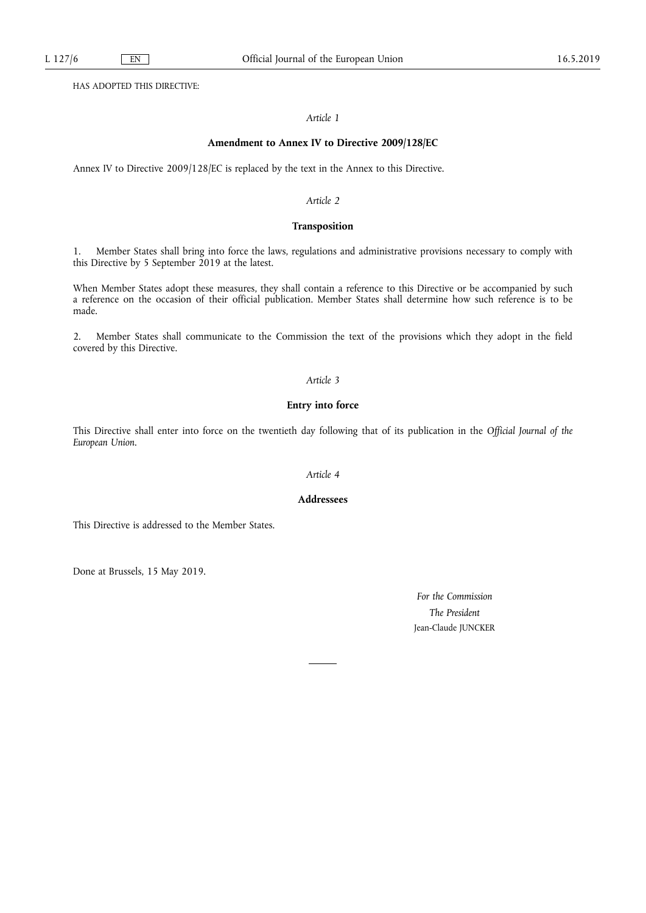HAS ADOPTED THIS DIRECTIVE:

*Article 1*

**Amendment to Annex IV to Directive 2009/128/EC**

Annex IV to Directive 2009/128/EC is replaced by the text in the Annex to this Directive.

*Article 2*

**Transposition**

1. Member States shall bring into force the laws, regulations and administrative provisions necessary to comply with this Directive by 5 September 2019 at the latest.

When Member States adopt these measures, they shall contain a reference to this Directive or be accompanied by such a reference on the occasion of their official publication. Member States shall determine how such reference is to be made.

2. Member States shall communicate to the Commission the text of the provisions which they adopt in the field covered by this Directive.

*Article 3*

**Entry into force**

This Directive shall enter into force on the twentieth day following that of its publication in the *Official Journal of the European Union*.

*Article 4*

**Addressees**

This Directive is addressed to the Member States.

Done at Brussels, 15 May 2019.

*For the Commission*

*The President*

Jean-Claude JUNCKER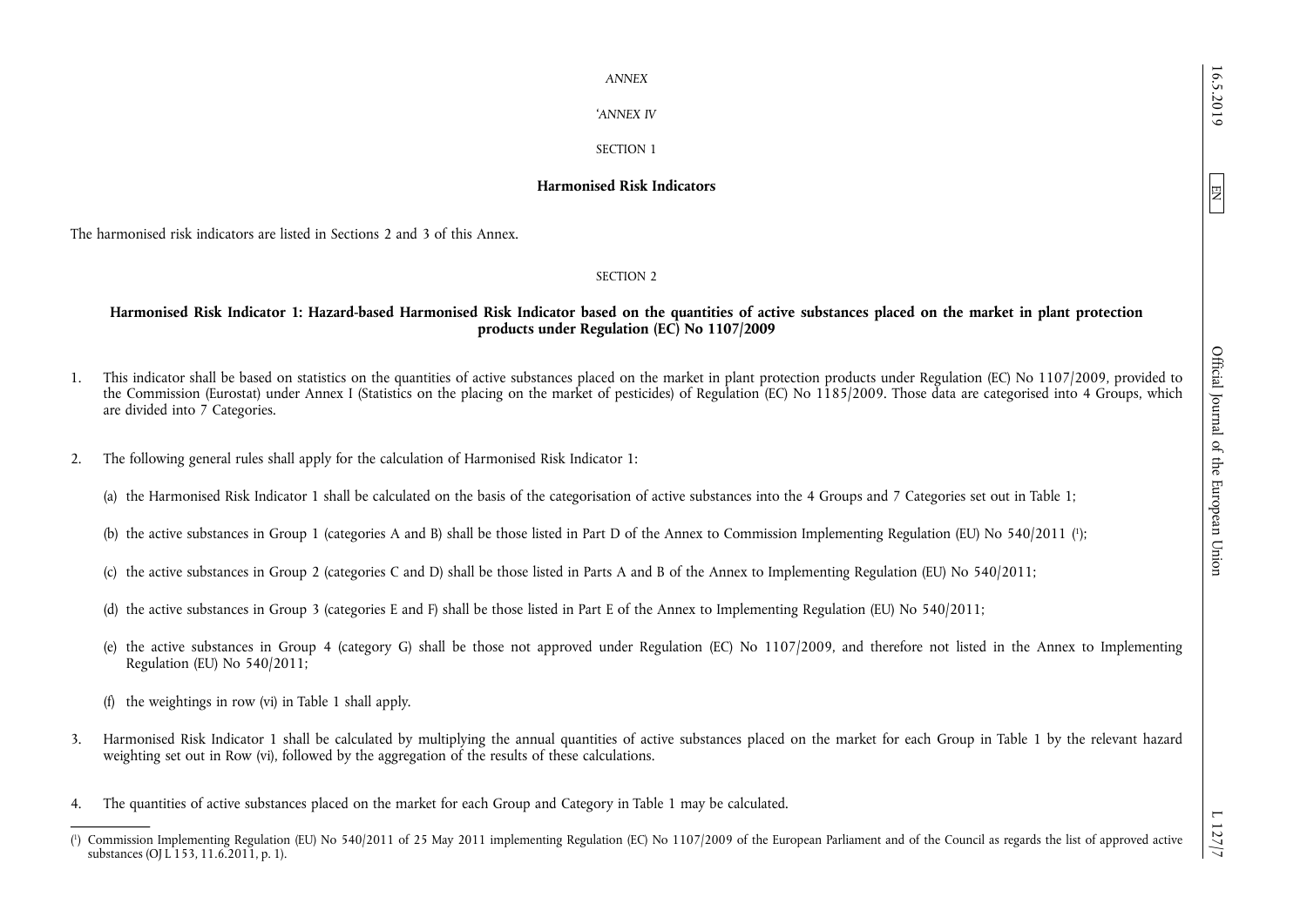*ANNEX*

*'ANNEX IV*

SECTION 1

**Harmonised Risk Indicators**

The harmonised risk indicators are listed in Sections 2 and 3 of this Annex.

SECTION 2

**Harmonised Risk Indicator 1: Hazard-based Harmonised Risk Indicator based on the quantities of active substances placed on the market in plant protection products under Regulation (EC) No 1107/2009**

1. This indicator shall be based on statistics on the quantities of active substances placed on the market in plant protection products under Regulation (EC) No 1107/2009, provided to the Commission (Eurostat) under Annex I (Statistics on the placing on the market of pesticides) of Regulation (EC) No 1185/2009. Those data are categorised into 4 Groups, which are divided into 7 Categories.

2. The following general rules shall apply for the calculation of Harmonised Risk Indicator 1:

   (a) the Harmonised Risk Indicator 1 shall be calculated on the basis of the categorisation of active substances into the 4 Groups and 7 Categories set out in Table 1;

   (b) the active substances in Group 1 (categories A and B) shall be those listed in Part D of the Annex to Commission Implementing Regulation (EU) No 540/2011 [1];

   (c) the active substances in Group 2 (categories C and D) shall be those listed in Parts A and B of the Annex to Implementing Regulation (EU) No 540/2011;

   (d) the active substances in Group 3 (categories E and F) shall be those listed in Part E of the Annex to Implementing Regulation (EU) No 540/2011;

   (e) the active substances in Group 4 (category G) shall be those not approved under Regulation (EC) No 1107/2009, and therefore not listed in the Annex to Implementing Regulation (EU) No 540/2011;

   (f) the weightings in row (vi) in Table 1 shall apply.

3. Harmonised Risk Indicator 1 shall be calculated by multiplying the annual quantities of active substances placed on the market for each Group in Table 1 by the relevant hazard weighting set out in Row (vi), followed by the aggregation of the results of these calculations.

4. The quantities of active substances placed on the market for each Group and Category in Table 1 may be calculated.

---

[1] Commission Implementing Regulation (EU) No 540/2011 of 25 May 2011 implementing Regulation (EC) No 1107/2009 of the European Parliament and of the Council as regards the list of approved active substances (OJ L 153, 11.6.2011, p. 1).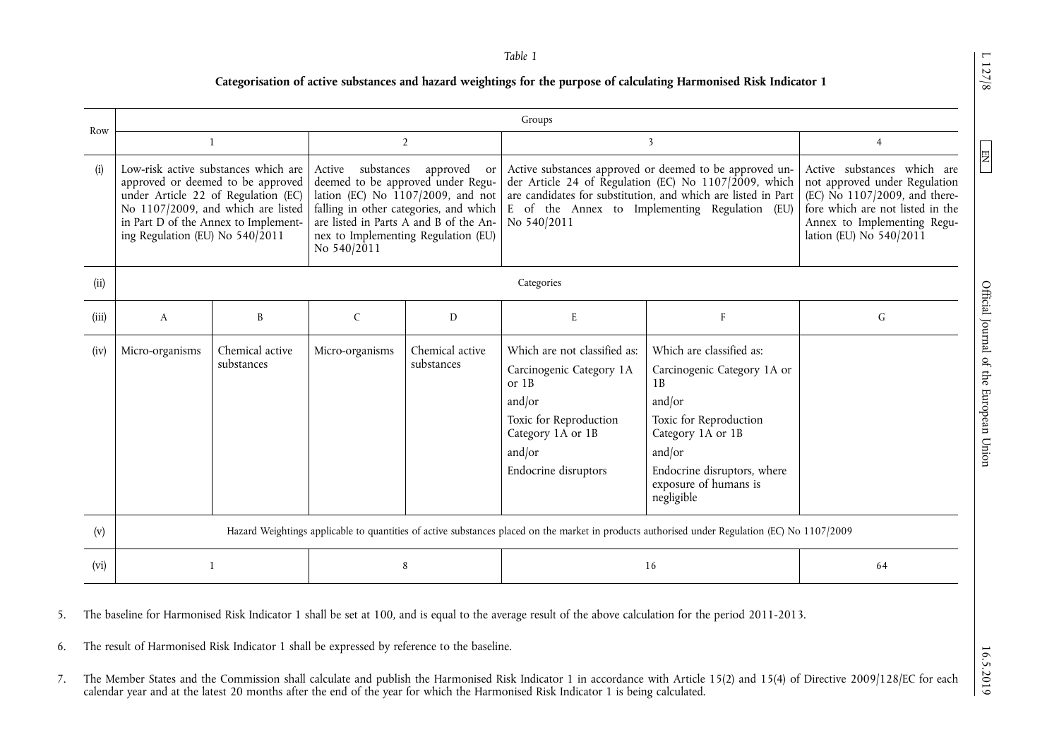*Table 1*

**Categorisation of active substances and hazard weightings for the purpose of calculating Harmonised Risk Indicator 1**

| Row | Groups | | | | | | |
|---|---|---|---|---|---|---|---|
| | 1 | | 2 | | 3 | | 4 |
| (i) | Low-risk active substances which are approved or deemed to be approved under Article 22 of Regulation (EC) No 1107/2009, and which are listed in Part D of the Annex to Implementing Regulation (EU) No 540/2011 | | Active substances approved or deemed to be approved under Regulation (EC) No 1107/2009, and not falling in other categories, and which are listed in Parts A and B of the Annex to Implementing Regulation (EU) No 540/2011 | | Active substances approved or deemed to be approved under Article 24 of Regulation (EC) No 1107/2009, which are candidates for substitution, and which are listed in Part E of the Annex to Implementing Regulation (EU) No 540/2011 | | Active substances which are not approved under Regulation (EC) No 1107/2009, and therefore which are not listed in the Annex to Implementing Regulation (EU) No 540/2011 |
| (ii) | Categories | | | | | | |
| (iii) | A | B | C | D | E | F | G |
| (iv) | Micro-organisms | Chemical active substances | Micro-organisms | Chemical active substances | Which are not classified as: Carcinogenic Category 1A or 1B and/or Toxic for Reproduction Category 1A or 1B and/or Endocrine disruptors | Which are classified as: Carcinogenic Category 1A or 1B and/or Toxic for Reproduction Category 1A or 1B and/or Endocrine disruptors, where exposure of humans is negligible | |
| (v) | Hazard Weightings applicable to quantities of active substances placed on the market in products authorised under Regulation (EC) No 1107/2009 | | | | | | |
| (vi) | 1 | | 8 | | 16 | | 64 |

5. The baseline for Harmonised Risk Indicator 1 shall be set at 100, and is equal to the average result of the above calculation for the period 2011-2013.

6. The result of Harmonised Risk Indicator 1 shall be expressed by reference to the baseline.

7. The Member States and the Commission shall calculate and publish the Harmonised Risk Indicator 1 in accordance with Article 15(2) and 15(4) of Directive 2009/128/EC for each calendar year and at the latest 20 months after the end of the year for which the Harmonised Risk Indicator 1 is being calculated.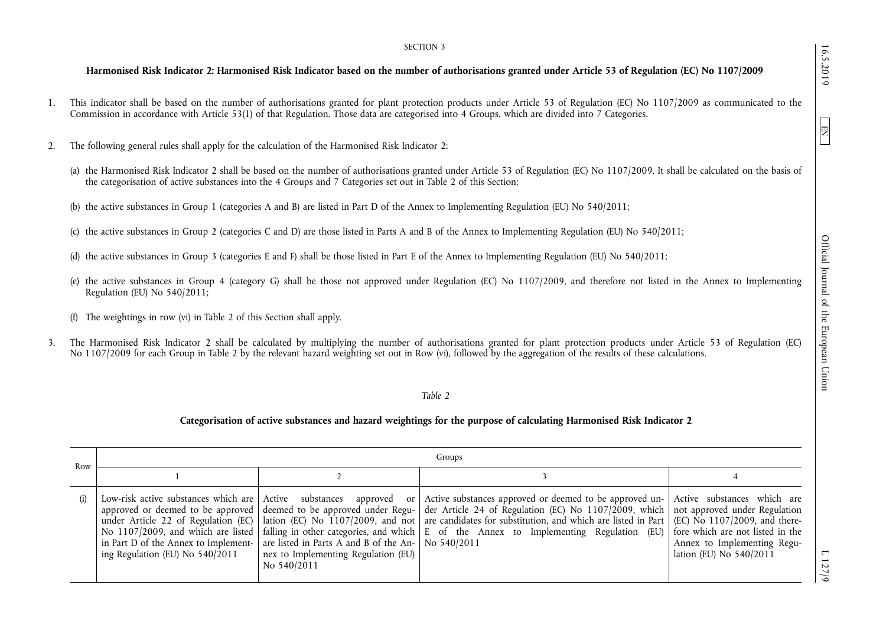SECTION 3

**Harmonised Risk Indicator 2: Harmonised Risk Indicator based on the number of authorisations granted under Article 53 of Regulation (EC) No 1107/2009**

1. This indicator shall be based on the number of authorisations granted for plant protection products under Article 53 of Regulation (EC) No 1107/2009 as communicated to the Commission in accordance with Article 53(1) of that Regulation. Those data are categorised into 4 Groups, which are divided into 7 Categories.

2. The following general rules shall apply for the calculation of the Harmonised Risk Indicator 2:

   (a) the Harmonised Risk Indicator 2 shall be based on the number of authorisations granted under Article 53 of Regulation (EC) No 1107/2009. It shall be calculated on the basis of the categorisation of active substances into the 4 Groups and 7 Categories set out in Table 2 of this Section;

   (b) the active substances in Group 1 (categories A and B) are listed in Part D of the Annex to Implementing Regulation (EU) No 540/2011;

   (c) the active substances in Group 2 (categories C and D) are those listed in Parts A and B of the Annex to Implementing Regulation (EU) No 540/2011;

   (d) the active substances in Group 3 (categories E and F) shall be those listed in Part E of the Annex to Implementing Regulation (EU) No 540/2011;

   (e) the active substances in Group 4 (category G) shall be those not approved under Regulation (EC) No 1107/2009, and therefore not listed in the Annex to Implementing Regulation (EU) No 540/2011;

   (f) The weightings in row (vi) in Table 2 of this Section shall apply.

3. The Harmonised Risk Indicator 2 shall be calculated by multiplying the number of authorisations granted for plant protection products under Article 53 of Regulation (EC) No 1107/2009 for each Group in Table 2 by the relevant hazard weighting set out in Row (vi), followed by the aggregation of the results of these calculations.

*Table 2*

**Categorisation of active substances and hazard weightings for the purpose of calculating Harmonised Risk Indicator 2**

| Row | Groups | | | |
|---|---|---|---|---|
| | 1 | 2 | 3 | 4 |
| (i) | Low-risk active substances which are approved or deemed to be approved under Article 22 of Regulation (EC) No 1107/2009, and which are listed in Part D of the Annex to Implementing Regulation (EU) No 540/2011 | Active substances approved or deemed to be approved under Regulation (EC) No 1107/2009, and not falling in other categories, and which are listed in Parts A and B of the Annex to Implementing Regulation (EU) No 540/2011 | Active substances approved or deemed to be approved under Article 24 of Regulation (EC) No 1107/2009, which are candidates for substitution, and which are listed in Part E of the Annex to Implementing Regulation (EU) No 540/2011 | Active substances which are not approved under Regulation (EC) No 1107/2009, and therefore which are not listed in the Annex to Implementing Regulation (EU) No 540/2011 |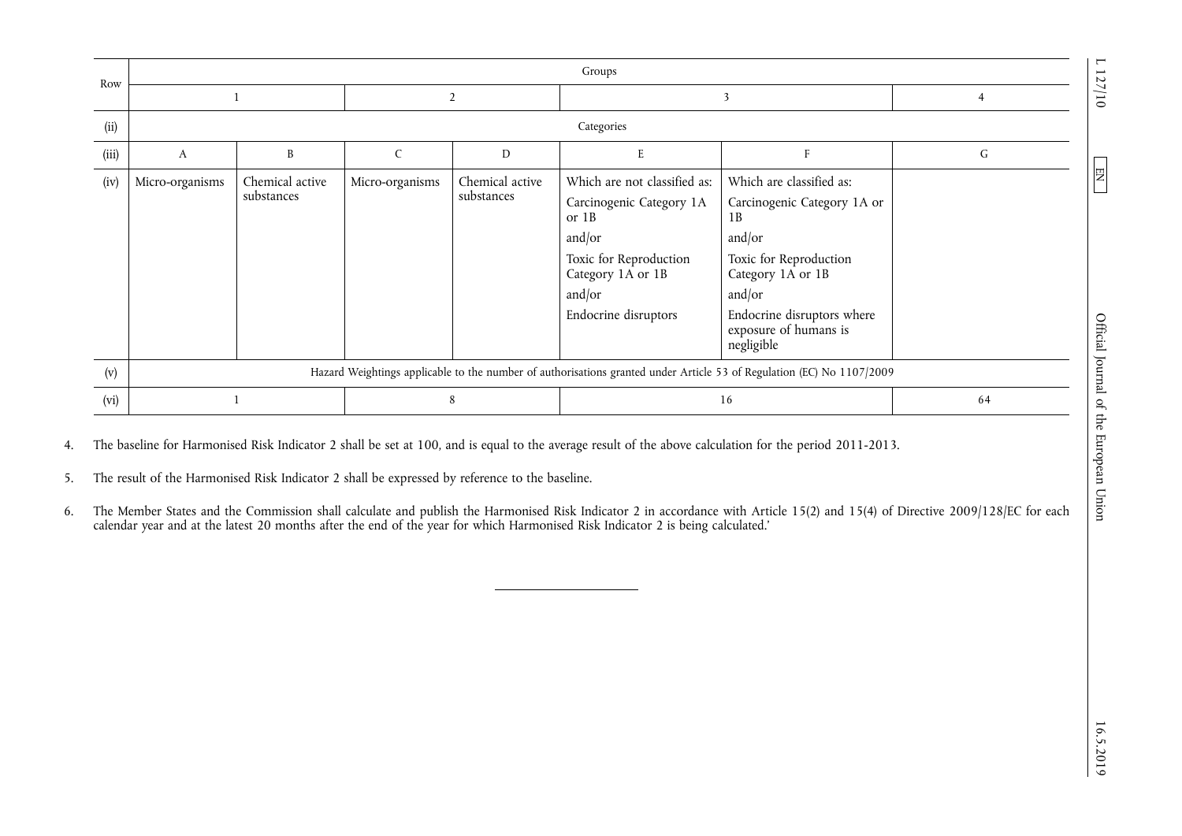| Row | Groups | | | | | | |
|---|---|---|---|---|---|---|---|
| | 1 | | 2 | | 3 | | 4 |
| (ii) | Categories | | | | | | |
| (iii) | A | B | C | D | E | F | G |
| (iv) | Micro-organisms | Chemical active substances | Micro-organisms | Chemical active substances | Which are not classified as: Carcinogenic Category 1A or 1B and/or Toxic for Reproduction Category 1A or 1B and/or Endocrine disruptors | Which are classified as: Carcinogenic Category 1A or 1B and/or Toxic for Reproduction Category 1A or 1B and/or Endocrine disruptors where exposure of humans is negligible | |
| (v) | Hazard Weightings applicable to the number of authorisations granted under Article 53 of Regulation (EC) No 1107/2009 | | | | | | |
| (vi) | 1 | | 8 | | 16 | | 64 |

4. The baseline for Harmonised Risk Indicator 2 shall be set at 100, and is equal to the average result of the above calculation for the period 2011-2013.

5. The result of the Harmonised Risk Indicator 2 shall be expressed by reference to the baseline.

6. The Member States and the Commission shall calculate and publish the Harmonised Risk Indicator 2 in accordance with Article 15(2) and 15(4) of Directive 2009/128/EC for each calendar year and at the latest 20 months after the end of the year for which Harmonised Risk Indicator 2 is being calculated.'